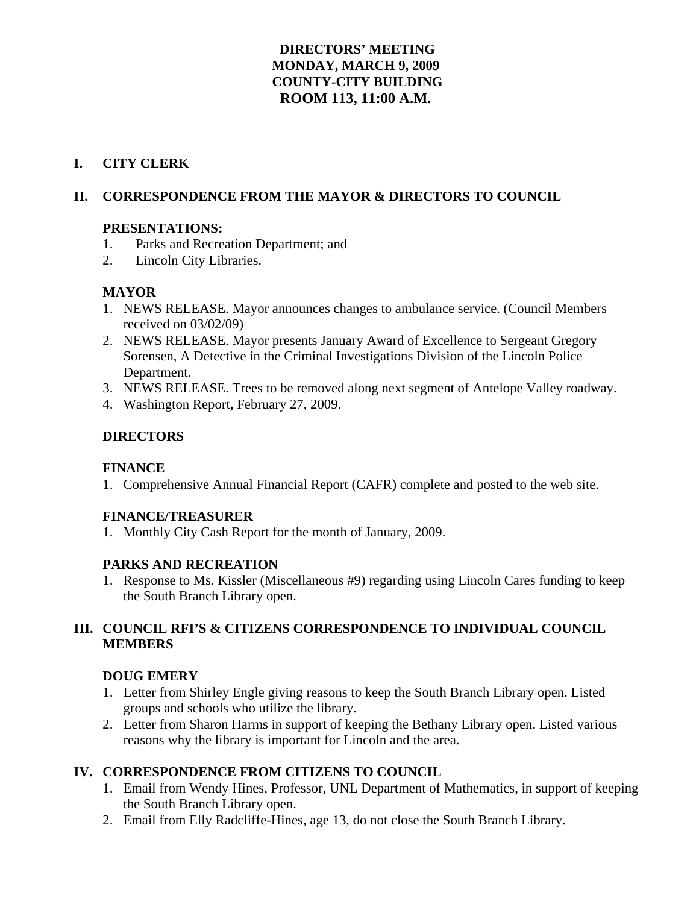# DIRECTORS' MEETING
# MONDAY, MARCH 9, 2009
# COUNTY-CITY BUILDING
# ROOM 113, 11:00 A.M.

## I. CITY CLERK

## II. CORRESPONDENCE FROM THE MAYOR & DIRECTORS TO COUNCIL

### PRESENTATIONS:

1. Parks and Recreation Department; and
2. Lincoln City Libraries.

### MAYOR

1. NEWS RELEASE. Mayor announces changes to ambulance service. (Council Members received on 03/02/09)
2. NEWS RELEASE. Mayor presents January Award of Excellence to Sergeant Gregory Sorensen, A Detective in the Criminal Investigations Division of the Lincoln Police Department.
3. NEWS RELEASE. Trees to be removed along next segment of Antelope Valley roadway.
4. Washington Report**,** February 27, 2009.

### DIRECTORS

#### FINANCE

1. Comprehensive Annual Financial Report (CAFR) complete and posted to the web site.

#### FINANCE/TREASURER

1. Monthly City Cash Report for the month of January, 2009.

#### PARKS AND RECREATION

1. Response to Ms. Kissler (Miscellaneous #9) regarding using Lincoln Cares funding to keep the South Branch Library open.

## III. COUNCIL RFI'S & CITIZENS CORRESPONDENCE TO INDIVIDUAL COUNCIL MEMBERS

### DOUG EMERY

1. Letter from Shirley Engle giving reasons to keep the South Branch Library open. Listed groups and schools who utilize the library.
2. Letter from Sharon Harms in support of keeping the Bethany Library open. Listed various reasons why the library is important for Lincoln and the area.

## IV. CORRESPONDENCE FROM CITIZENS TO COUNCIL

1. Email from Wendy Hines, Professor, UNL Department of Mathematics, in support of keeping the South Branch Library open.
2. Email from Elly Radcliffe-Hines, age 13, do not close the South Branch Library.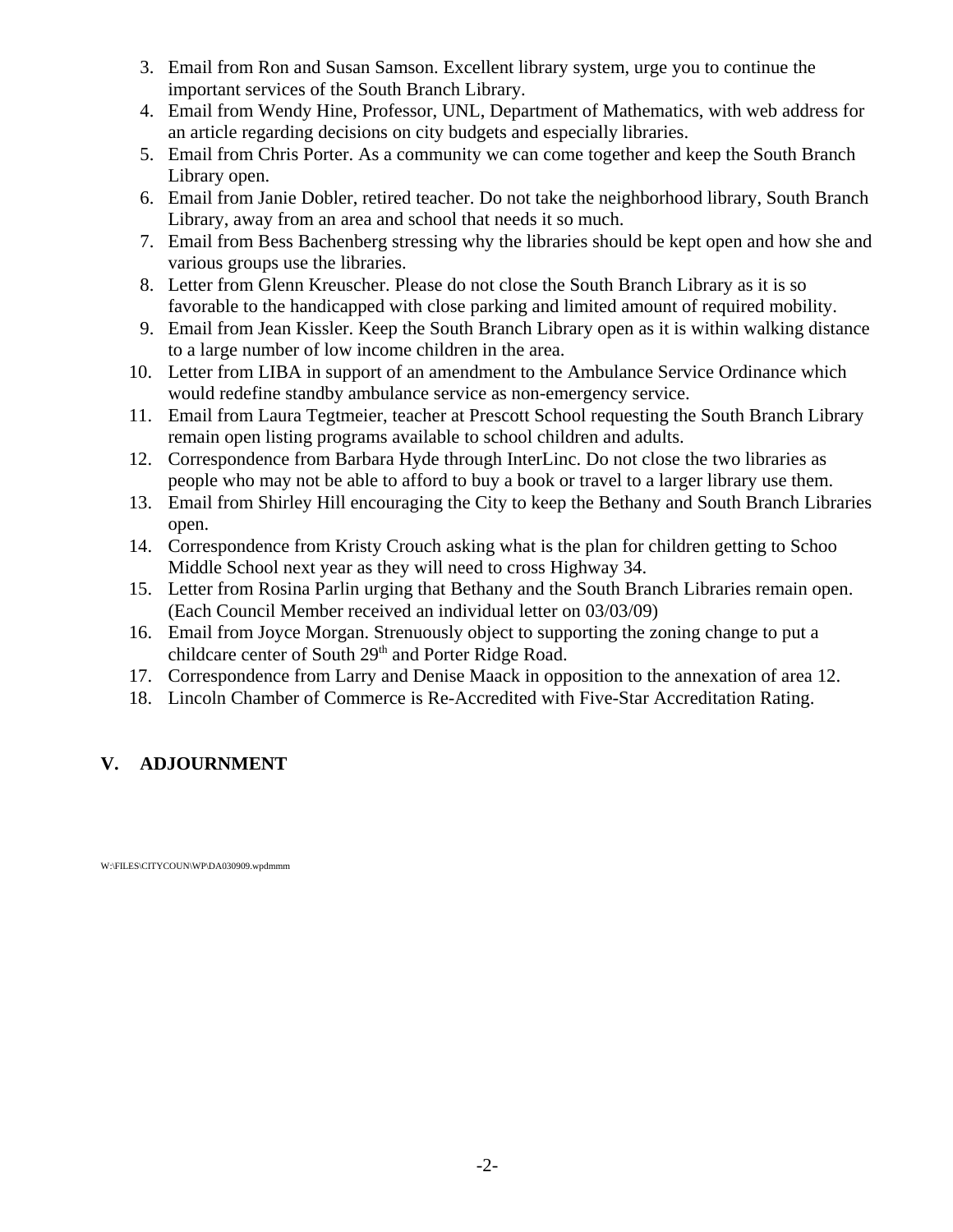3. Email from Ron and Susan Samson. Excellent library system, urge you to continue the important services of the South Branch Library.
4. Email from Wendy Hine, Professor, UNL, Department of Mathematics, with web address for an article regarding decisions on city budgets and especially libraries.
5. Email from Chris Porter. As a community we can come together and keep the South Branch Library open.
6. Email from Janie Dobler, retired teacher. Do not take the neighborhood library, South Branch Library, away from an area and school that needs it so much.
7. Email from Bess Bachenberg stressing why the libraries should be kept open and how she and various groups use the libraries.
8. Letter from Glenn Kreuscher. Please do not close the South Branch Library as it is so favorable to the handicapped with close parking and limited amount of required mobility.
9. Email from Jean Kissler. Keep the South Branch Library open as it is within walking distance to a large number of low income children in the area.
10. Letter from LIBA in support of an amendment to the Ambulance Service Ordinance which would redefine standby ambulance service as non-emergency service.
11. Email from Laura Tegtmeier, teacher at Prescott School requesting the South Branch Library remain open listing programs available to school children and adults.
12. Correspondence from Barbara Hyde through InterLinc. Do not close the two libraries as people who may not be able to afford to buy a book or travel to a larger library use them.
13. Email from Shirley Hill encouraging the City to keep the Bethany and South Branch Libraries open.
14. Correspondence from Kristy Crouch asking what is the plan for children getting to Schoo Middle School next year as they will need to cross Highway 34.
15. Letter from Rosina Parlin urging that Bethany and the South Branch Libraries remain open. (Each Council Member received an individual letter on 03/03/09)
16. Email from Joyce Morgan. Strenuously object to supporting the zoning change to put a childcare center of South 29th and Porter Ridge Road.
17. Correspondence from Larry and Denise Maack in opposition to the annexation of area 12.
18. Lincoln Chamber of Commerce is Re-Accredited with Five-Star Accreditation Rating.

## V. ADJOURNMENT

W:\FILES\CITYCOUN\WP\DA030909.wpdmmm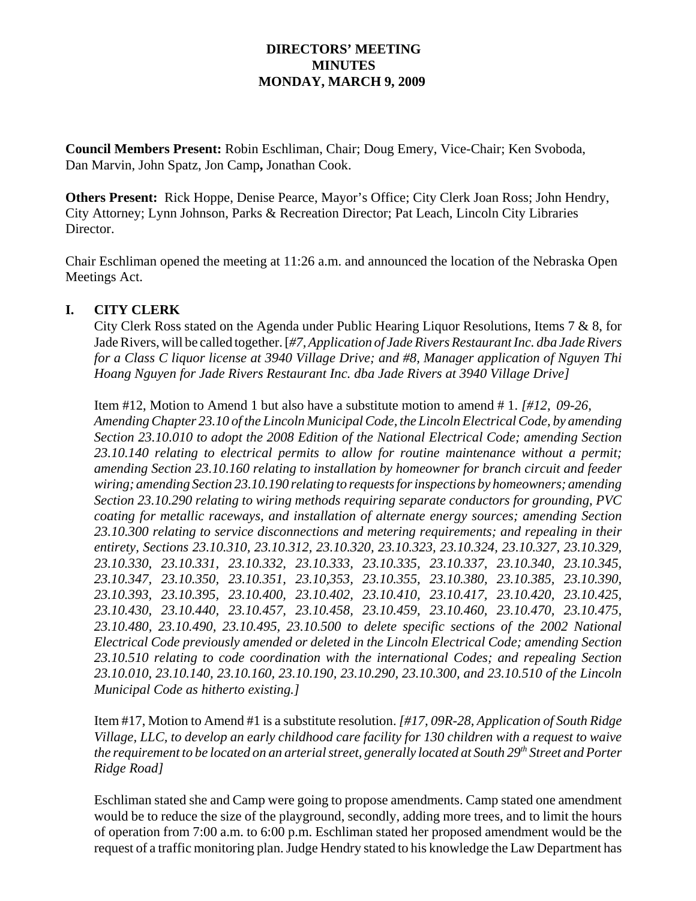**DIRECTORS' MEETING**
**MINUTES**
**MONDAY, MARCH 9, 2009**

**Council Members Present:** Robin Eschliman, Chair; Doug Emery, Vice-Chair; Ken Svoboda, Dan Marvin, John Spatz, Jon Camp**,** Jonathan Cook.

**Others Present:** Rick Hoppe, Denise Pearce, Mayor's Office; City Clerk Joan Ross; John Hendry, City Attorney; Lynn Johnson, Parks & Recreation Director; Pat Leach, Lincoln City Libraries Director.

Chair Eschliman opened the meeting at 11:26 a.m. and announced the location of the Nebraska Open Meetings Act.

## I. CITY CLERK

City Clerk Ross stated on the Agenda under Public Hearing Liquor Resolutions, Items 7 & 8, for Jade Rivers, will be called together. [*#7, Application of Jade Rivers Restaurant Inc. dba Jade Rivers for a Class C liquor license at 3940 Village Drive; and #8, Manager application of Nguyen Thi Hoang Nguyen for Jade Rivers Restaurant Inc. dba Jade Rivers at 3940 Village Drive]*

Item #12, Motion to Amend 1 but also have a substitute motion to amend # 1. *[#12, 09-26, Amending Chapter 23.10 of the Lincoln Municipal Code, the Lincoln Electrical Code, by amending Section 23.10.010 to adopt the 2008 Edition of the National Electrical Code; amending Section 23.10.140 relating to electrical permits to allow for routine maintenance without a permit; amending Section 23.10.160 relating to installation by homeowner for branch circuit and feeder wiring; amending Section 23.10.190 relating to requests for inspections by homeowners; amending Section 23.10.290 relating to wiring methods requiring separate conductors for grounding, PVC coating for metallic raceways, and installation of alternate energy sources; amending Section 23.10.300 relating to service disconnections and metering requirements; and repealing in their entirety, Sections 23.10.310, 23.10.312, 23.10.320, 23.10.323, 23.10.324, 23.10.327, 23.10.329, 23.10.330, 23.10.331, 23.10.332, 23.10.333, 23.10.335, 23.10.337, 23.10.340, 23.10.345, 23.10.347, 23.10.350, 23.10.351, 23.10,353, 23.10.355, 23.10.380, 23.10.385, 23.10.390, 23.10.393, 23.10.395, 23.10.400, 23.10.402, 23.10.410, 23.10.417, 23.10.420, 23.10.425, 23.10.430, 23.10.440, 23.10.457, 23.10.458, 23.10.459, 23.10.460, 23.10.470, 23.10.475, 23.10.480, 23.10.490, 23.10.495, 23.10.500 to delete specific sections of the 2002 National Electrical Code previously amended or deleted in the Lincoln Electrical Code; amending Section 23.10.510 relating to code coordination with the international Codes; and repealing Section 23.10.010, 23.10.140, 23.10.160, 23.10.190, 23.10.290, 23.10.300, and 23.10.510 of the Lincoln Municipal Code as hitherto existing.]*

Item #17, Motion to Amend #1 is a substitute resolution. *[#17, 09R-28, Application of South Ridge Village, LLC, to develop an early childhood care facility for 130 children with a request to waive the requirement to be located on an arterial street, generally located at South 29th Street and Porter Ridge Road]*

Eschliman stated she and Camp were going to propose amendments. Camp stated one amendment would be to reduce the size of the playground, secondly, adding more trees, and to limit the hours of operation from 7:00 a.m. to 6:00 p.m. Eschliman stated her proposed amendment would be the request of a traffic monitoring plan. Judge Hendry stated to his knowledge the Law Department has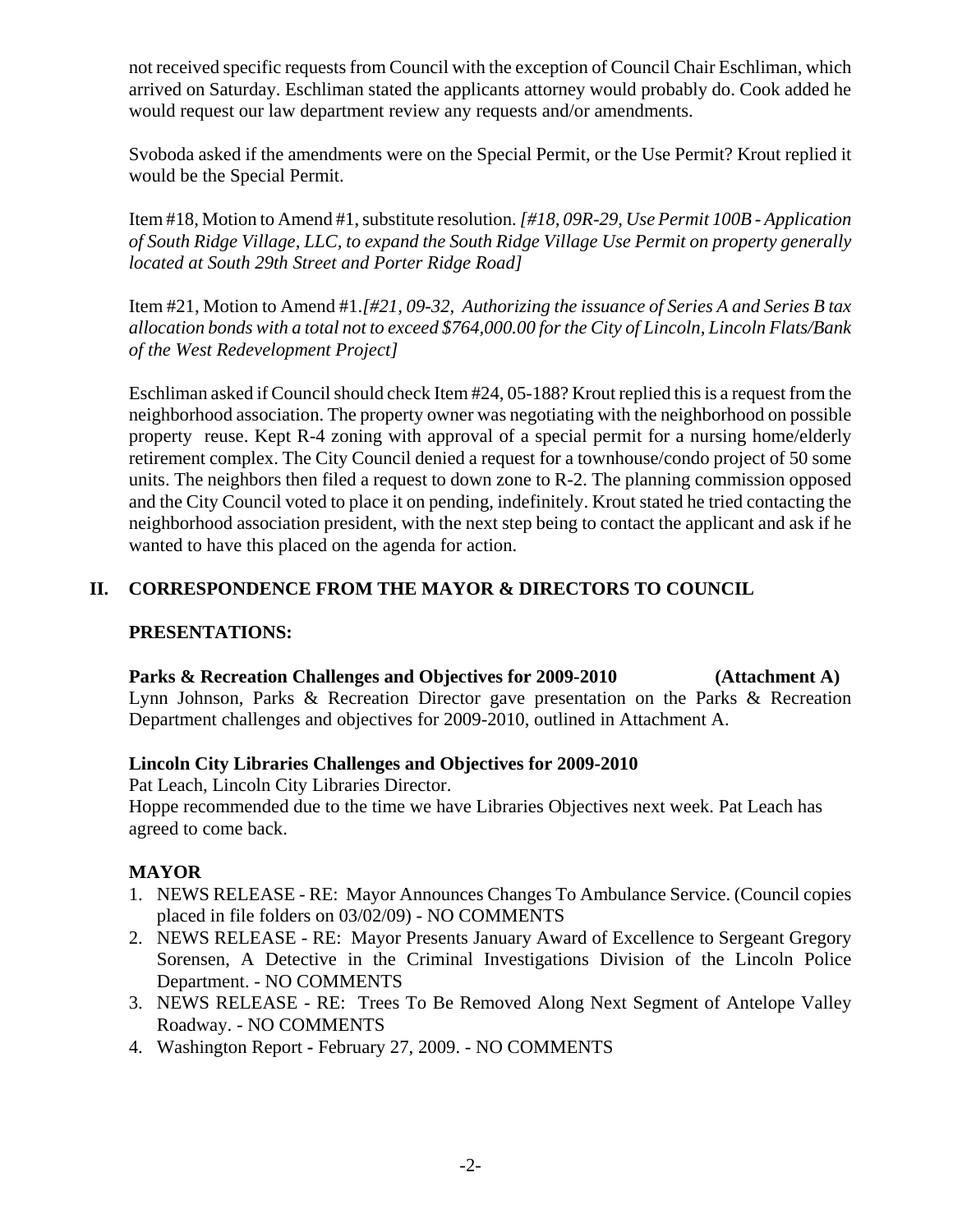not received specific requests from Council with the exception of Council Chair Eschliman, which arrived on Saturday. Eschliman stated the applicants attorney would probably do. Cook added he would request our law department review any requests and/or amendments.

Svoboda asked if the amendments were on the Special Permit, or the Use Permit? Krout replied it would be the Special Permit.

Item #18, Motion to Amend #1, substitute resolution. *[#18, 09R-29, Use Permit 100B - Application of South Ridge Village, LLC, to expand the South Ridge Village Use Permit on property generally located at South 29th Street and Porter Ridge Road]*

Item #21, Motion to Amend #1.*[#21, 09-32, Authorizing the issuance of Series A and Series B tax allocation bonds with a total not to exceed $764,000.00 for the City of Lincoln, Lincoln Flats/Bank of the West Redevelopment Project]*

Eschliman asked if Council should check Item #24, 05-188? Krout replied this is a request from the neighborhood association. The property owner was negotiating with the neighborhood on possible property reuse. Kept R-4 zoning with approval of a special permit for a nursing home/elderly retirement complex. The City Council denied a request for a townhouse/condo project of 50 some units. The neighbors then filed a request to down zone to R-2. The planning commission opposed and the City Council voted to place it on pending, indefinitely. Krout stated he tried contacting the neighborhood association president, with the next step being to contact the applicant and ask if he wanted to have this placed on the agenda for action.

## II. CORRESPONDENCE FROM THE MAYOR & DIRECTORS TO COUNCIL

### PRESENTATIONS:

**Parks & Recreation Challenges and Objectives for 2009-2010 (Attachment A)**
Lynn Johnson, Parks & Recreation Director gave presentation on the Parks & Recreation Department challenges and objectives for 2009-2010, outlined in Attachment A.

**Lincoln City Libraries Challenges and Objectives for 2009-2010**
Pat Leach, Lincoln City Libraries Director.
Hoppe recommended due to the time we have Libraries Objectives next week. Pat Leach has agreed to come back.

### MAYOR

1. NEWS RELEASE - RE: Mayor Announces Changes To Ambulance Service. (Council copies placed in file folders on 03/02/09) - NO COMMENTS
2. NEWS RELEASE - RE: Mayor Presents January Award of Excellence to Sergeant Gregory Sorensen, A Detective in the Criminal Investigations Division of the Lincoln Police Department. - NO COMMENTS
3. NEWS RELEASE - RE: Trees To Be Removed Along Next Segment of Antelope Valley Roadway. - NO COMMENTS
4. Washington Report - February 27, 2009. - NO COMMENTS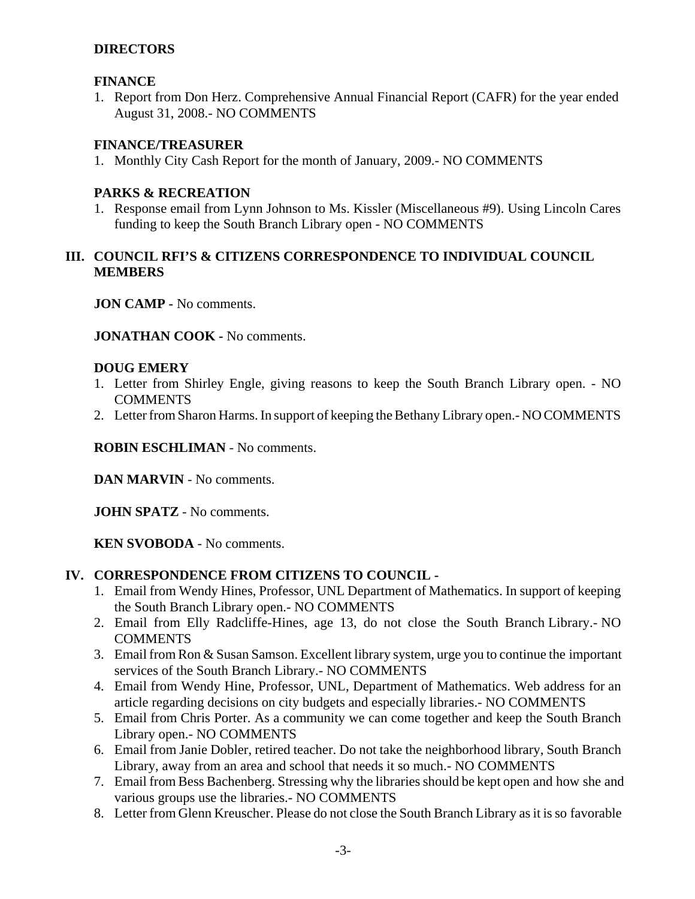**DIRECTORS**

**FINANCE**

1. Report from Don Herz. Comprehensive Annual Financial Report (CAFR) for the year ended August 31, 2008.- NO COMMENTS

**FINANCE/TREASURER**

1. Monthly City Cash Report for the month of January, 2009.- NO COMMENTS

**PARKS & RECREATION**

1. Response email from Lynn Johnson to Ms. Kissler (Miscellaneous #9). Using Lincoln Cares funding to keep the South Branch Library open - NO COMMENTS

## III. COUNCIL RFI'S & CITIZENS CORRESPONDENCE TO INDIVIDUAL COUNCIL MEMBERS

**JON CAMP -** No comments.

**JONATHAN COOK -** No comments.

**DOUG EMERY**

1. Letter from Shirley Engle, giving reasons to keep the South Branch Library open. - NO COMMENTS
2. Letter from Sharon Harms. In support of keeping the Bethany Library open.- NO COMMENTS

**ROBIN ESCHLIMAN** - No comments.

**DAN MARVIN** - No comments.

**JOHN SPATZ** - No comments.

**KEN SVOBODA** - No comments.

## IV. CORRESPONDENCE FROM CITIZENS TO COUNCIL -

1. Email from Wendy Hines, Professor, UNL Department of Mathematics. In support of keeping the South Branch Library open.- NO COMMENTS
2. Email from Elly Radcliffe-Hines, age 13, do not close the South Branch Library.- NO COMMENTS
3. Email from Ron & Susan Samson. Excellent library system, urge you to continue the important services of the South Branch Library.- NO COMMENTS
4. Email from Wendy Hine, Professor, UNL, Department of Mathematics. Web address for an article regarding decisions on city budgets and especially libraries.- NO COMMENTS
5. Email from Chris Porter. As a community we can come together and keep the South Branch Library open.- NO COMMENTS
6. Email from Janie Dobler, retired teacher. Do not take the neighborhood library, South Branch Library, away from an area and school that needs it so much.- NO COMMENTS
7. Email from Bess Bachenberg. Stressing why the libraries should be kept open and how she and various groups use the libraries.- NO COMMENTS
8. Letter from Glenn Kreuscher. Please do not close the South Branch Library as it is so favorable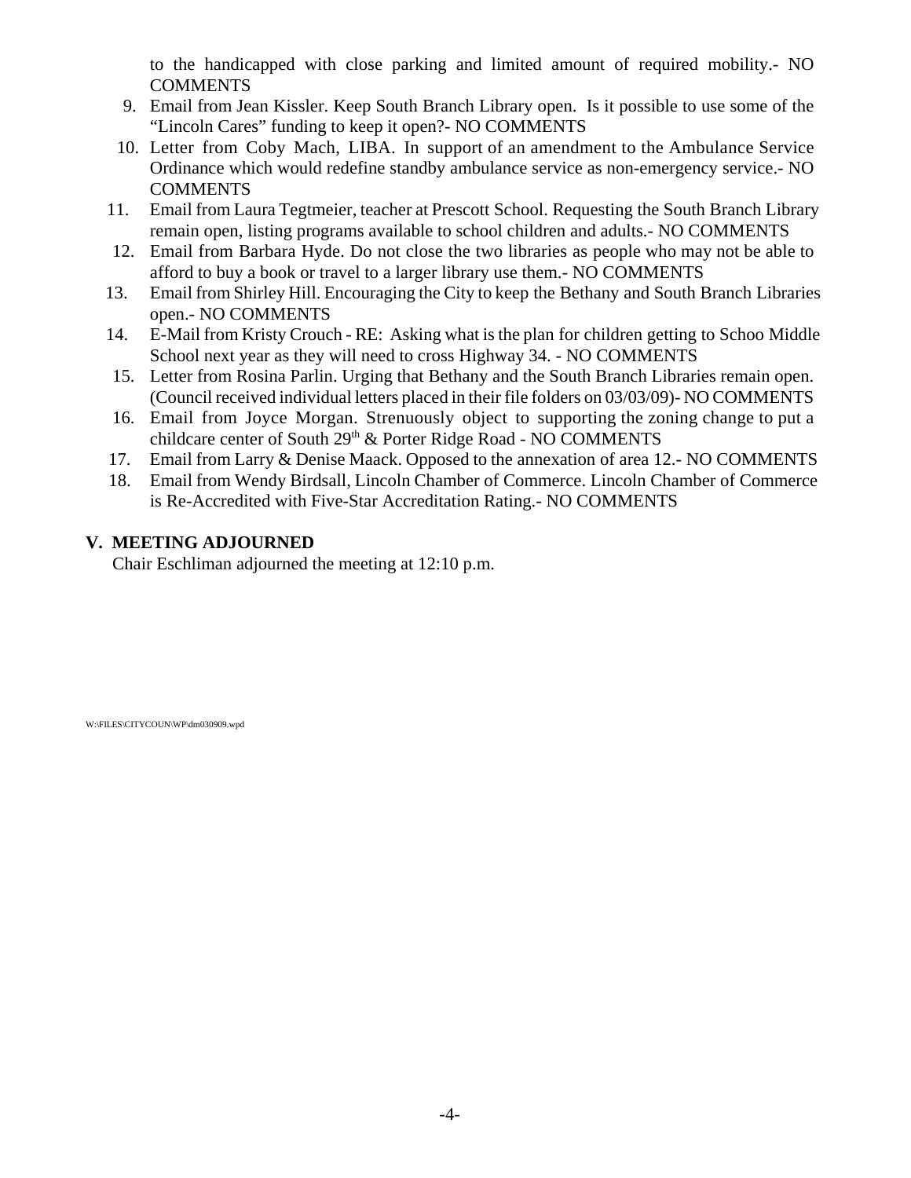to the handicapped with close parking and limited amount of required mobility.- NO COMMENTS

9. Email from Jean Kissler. Keep South Branch Library open. Is it possible to use some of the "Lincoln Cares" funding to keep it open?- NO COMMENTS
10. Letter from Coby Mach, LIBA. In support of an amendment to the Ambulance Service Ordinance which would redefine standby ambulance service as non-emergency service.- NO COMMENTS
11. Email from Laura Tegtmeier, teacher at Prescott School. Requesting the South Branch Library remain open, listing programs available to school children and adults.- NO COMMENTS
12. Email from Barbara Hyde. Do not close the two libraries as people who may not be able to afford to buy a book or travel to a larger library use them.- NO COMMENTS
13. Email from Shirley Hill. Encouraging the City to keep the Bethany and South Branch Libraries open.- NO COMMENTS
14. E-Mail from Kristy Crouch - RE: Asking what is the plan for children getting to Schoo Middle School next year as they will need to cross Highway 34. - NO COMMENTS
15. Letter from Rosina Parlin. Urging that Bethany and the South Branch Libraries remain open. (Council received individual letters placed in their file folders on 03/03/09)- NO COMMENTS
16. Email from Joyce Morgan. Strenuously object to supporting the zoning change to put a childcare center of South 29th & Porter Ridge Road - NO COMMENTS
17. Email from Larry & Denise Maack. Opposed to the annexation of area 12.- NO COMMENTS
18. Email from Wendy Birdsall, Lincoln Chamber of Commerce. Lincoln Chamber of Commerce is Re-Accredited with Five-Star Accreditation Rating.- NO COMMENTS

## V. MEETING ADJOURNED

Chair Eschliman adjourned the meeting at 12:10 p.m.

W:\FILES\CITYCOUN\WP\dm030909.wpd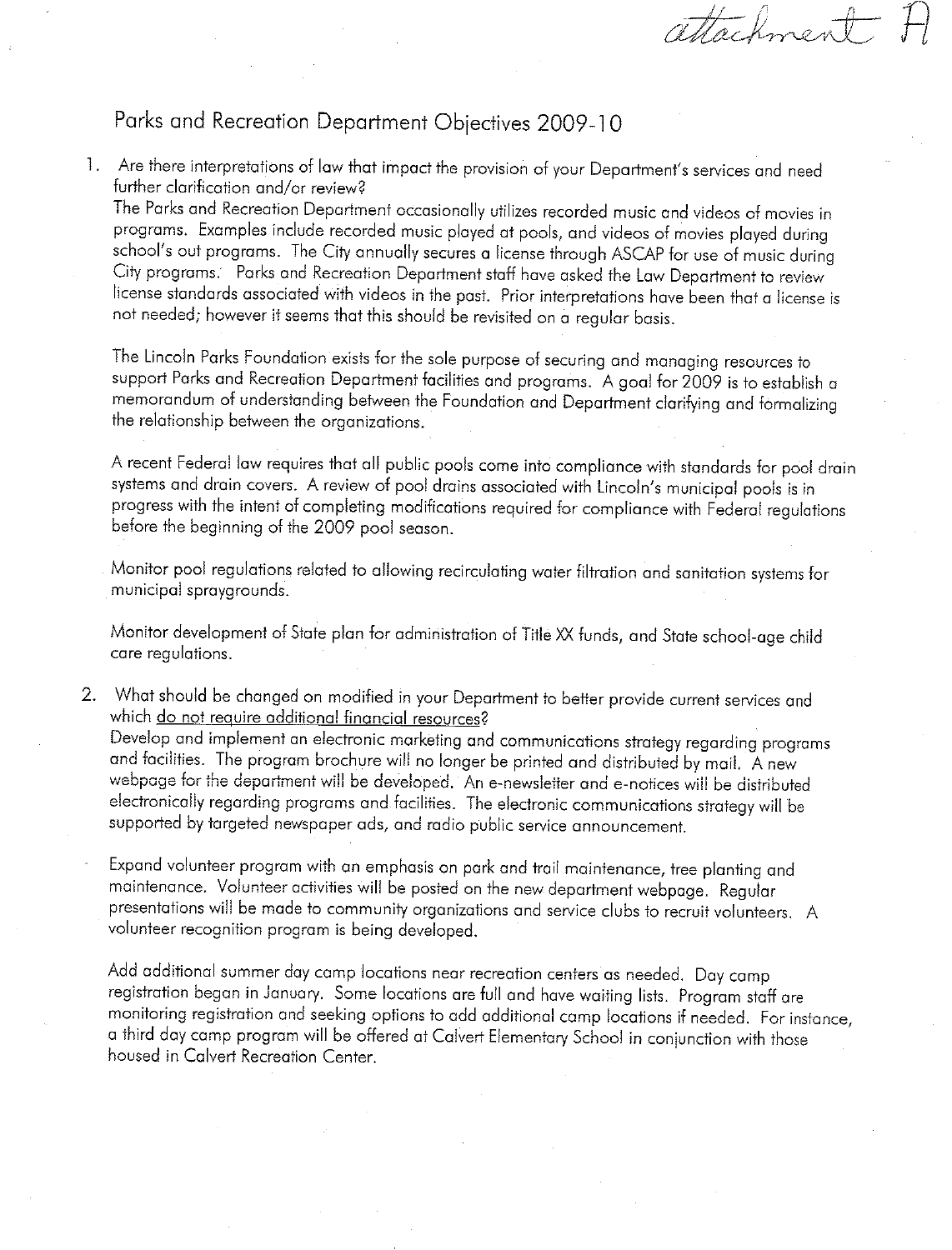attachment A

# Parks and Recreation Department Objectives 2009-10

1. Are there interpretations of law that impact the provision of your Department's services and need further clarification and/or review?

   The Parks and Recreation Department occasionally utilizes recorded music and videos of movies in programs. Examples include recorded music played at pools, and videos of movies played during school's out programs. The City annually secures a license through ASCAP for use of music during City programs. Parks and Recreation Department staff have asked the Law Department to review license standards associated with videos in the past. Prior interpretations have been that a license is not needed; however it seems that this should be revisited on a regular basis.

   The Lincoln Parks Foundation exists for the sole purpose of securing and managing resources to support Parks and Recreation Department facilities and programs. A goal for 2009 is to establish a memorandum of understanding between the Foundation and Department clarifying and formalizing the relationship between the organizations.

   A recent Federal law requires that all public pools come into compliance with standards for pool drain systems and drain covers. A review of pool drains associated with Lincoln's municipal pools is in progress with the intent of completing modifications required for compliance with Federal regulations before the beginning of the 2009 pool season.

   Monitor pool regulations related to allowing recirculating water filtration and sanitation systems for municipal sprayqrounds.

   Monitor development of State plan for administration of Title XX funds, and State school-age child care regulations.

2. What should be changed on modified in your Department to better provide current services and which <u>do not require additional financial resources</u>?

   Develop and implement an electronic marketing and communications strategy regarding programs and facilities. The program brochure will no longer be printed and distributed by mail. A new webpage for the department will be developed. An e-newsletter and e-notices will be distributed electronically regarding programs and facilities. The electronic communications strategy will be supported by targeted newspaper ads, and radio public service announcement.

   Expand volunteer program with an emphasis on park and trail maintenance, tree planting and maintenance. Volunteer activities will be posted on the new department webpage. Regular presentations will be made to community organizations and service clubs to recruit volunteers. A volunteer recognition program is being developed.

   Add additional summer day camp locations near recreation centers as needed. Day camp registration began in January. Some locations are full and have waiting lists. Program staff are monitoring registration and seeking options to add additional camp locations if needed. For instance, a third day camp program will be offered at Calvert Elementary School in conjunction with those housed in Calvert Recreation Center.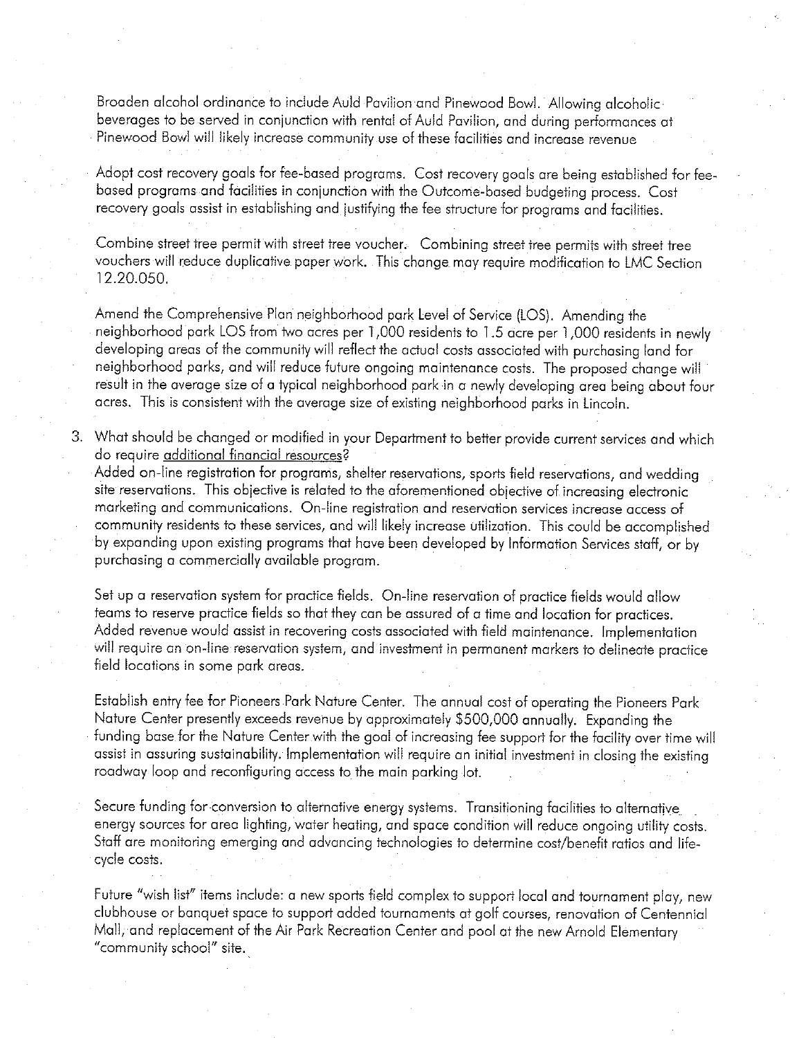Broaden alcohol ordinance to include Auld Pavilion and Pinewood Bowl. Allowing alcoholic beverages to be served in conjunction with rental of Auld Pavilion, and during performances at Pinewood Bowl will likely increase community use of these facilities and increase revenue

Adopt cost recovery goals for fee-based programs. Cost recovery goals are being established for fee-based programs and facilities in conjunction with the Outcome-based budgeting process. Cost recovery goals assist in establishing and justifying the fee structure for programs and facilities.

Combine street tree permit with street tree voucher. Combining street tree permits with street tree vouchers will reduce duplicative paper work. This change may require modification to LMC Section 12.20.050.

Amend the Comprehensive Plan neighborhood park Level of Service (LOS). Amending the neighborhood park LOS from two acres per 1,000 residents to 1.5 acre per 1,000 residents in newly developing areas of the community will reflect the actual costs associated with purchasing land for neighborhood parks, and will reduce future ongoing maintenance costs. The proposed change will result in the average size of a typical neighborhood park in a newly developing area being about four acres. This is consistent with the average size of existing neighborhood parks in Lincoln.

3. What should be changed or modified in your Department to better provide current services and which do require <u>additional financial resources</u>?

   Added on-line registration for programs, shelter reservations, sports field reservations, and wedding site reservations. This objective is related to the aforementioned objective of increasing electronic marketing and communications. On-line registration and reservation services increase access of community residents to these services, and will likely increase utilization. This could be accomplished by expanding upon existing programs that have been developed by Information Services staff, or by purchasing a commercially available program.

   Set up a reservation system for practice fields. On-line reservation of practice fields would allow teams to reserve practice fields so that they can be assured of a time and location for practices. Added revenue would assist in recovering costs associated with field maintenance. Implementation will require an on-line reservation system, and investment in permanent markers to delineate practice field locations in some park areas.

   Establish entry fee for Pioneers Park Nature Center. The annual cost of operating the Pioneers Park Nature Center presently exceeds revenue by approximately $500,000 annually. Expanding the funding base for the Nature Center with the goal of increasing fee support for the facility over time will assist in assuring sustainability. Implementation will require an initial investment in closing the existing roadway loop and reconfiguring access to the main parking lot.

   Secure funding for conversion to alternative energy systems. Transitioning facilities to alternative energy sources for area lighting, water heating, and space condition will reduce ongoing utility costs. Staff are monitoring emerging and advancing technologies to determine cost/benefit ratios and life-cycle costs.

   Future "wish list" items include: a new sports field complex to support local and tournament play, new clubhouse or banquet space to support added tournaments at golf courses, renovation of Centennial Mall, and replacement of the Air Park Recreation Center and pool at the new Arnold Elementary "community school" site.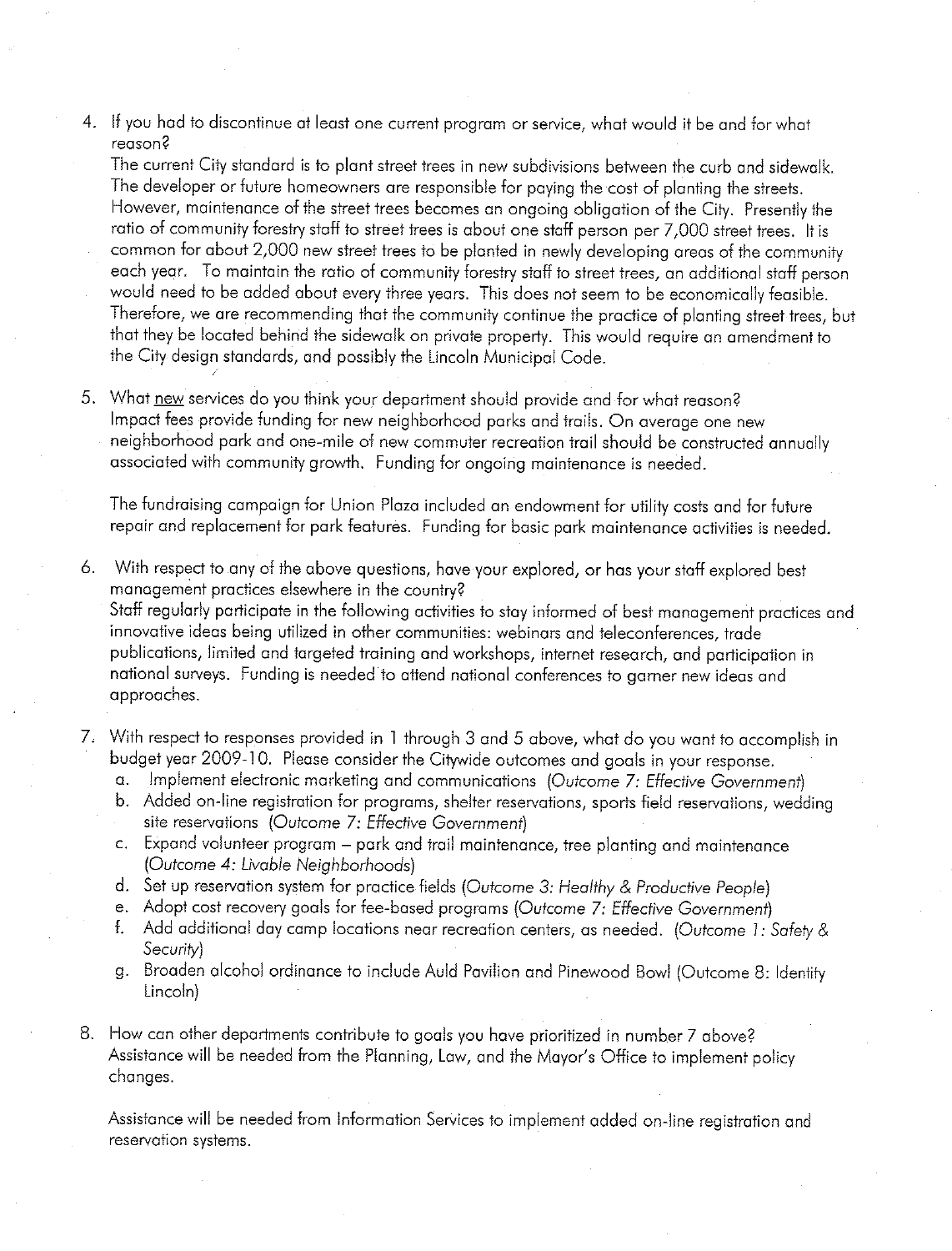4. If you had to discontinue at least one current program or service, what would it be and for what reason?
   The current City standard is to plant street trees in new subdivisions between the curb and sidewalk. The developer or future homeowners are responsible for paying the cost of planting the streets. However, maintenance of the street trees becomes an ongoing obligation of the City. Presently the ratio of community forestry staff to street trees is about one staff person per 7,000 street trees. It is common for about 2,000 new street trees to be planted in newly developing areas of the community each year. To maintain the ratio of community forestry staff to street trees, an additional staff person would need to be added about every three years. This does not seem to be economically feasible. Therefore, we are recommending that the community continue the practice of planting street trees, but that they be located behind the sidewalk on private property. This would require an amendment to the City design standards, and possibly the Lincoln Municipal Code.

5. What <u>new</u> services do you think your department should provide and for what reason?
   Impact fees provide funding for new neighborhood parks and trails. On average one new neighborhood park and one-mile of new commuter recreation trail should be constructed annually associated with community growth. Funding for ongoing maintenance is needed.

   The fundraising campaign for Union Plaza included an endowment for utility costs and for future repair and replacement for park features. Funding for basic park maintenance activities is needed.

6. With respect to any of the above questions, have your explored, or has your staff explored best management practices elsewhere in the country?
   Staff regularly participate in the following activities to stay informed of best management practices and innovative ideas being utilized in other communities: webinars and teleconferences, trade publications, limited and targeted training and workshops, internet research, and participation in national surveys. Funding is needed to attend national conferences to garner new ideas and approaches.

7. With respect to responses provided in 1 through 3 and 5 above, what do you want to accomplish in budget year 2009-10. Please consider the Citywide outcomes and goals in your response.
   a. Implement electronic marketing and communications *(Outcome 7: Effective Government)*
   b. Added on-line registration for programs, shelter reservations, sports field reservations, wedding site reservations *(Outcome 7: Effective Government)*
   c. Expand volunteer program – park and trail maintenance, tree planting and maintenance *(Outcome 4: Livable Neighborhoods)*
   d. Set up reservation system for practice fields *(Outcome 3: Healthy & Productive People)*
   e. Adopt cost recovery goals for fee-based programs *(Outcome 7: Effective Government)*
   f. Add additional day camp locations near recreation centers, as needed. *(Outcome 1: Safety & Security)*
   g. Broaden alcohol ordinance to include Auld Pavilion and Pinewood Bowl (Outcome 8: Identity Lincoln)

8. How can other departments contribute to goals you have prioritized in number 7 above?
   Assistance will be needed from the Planning, Law, and the Mayor's Office to implement policy changes.

   Assistance will be needed from Information Services to implement added on-line registration and reservation systems.